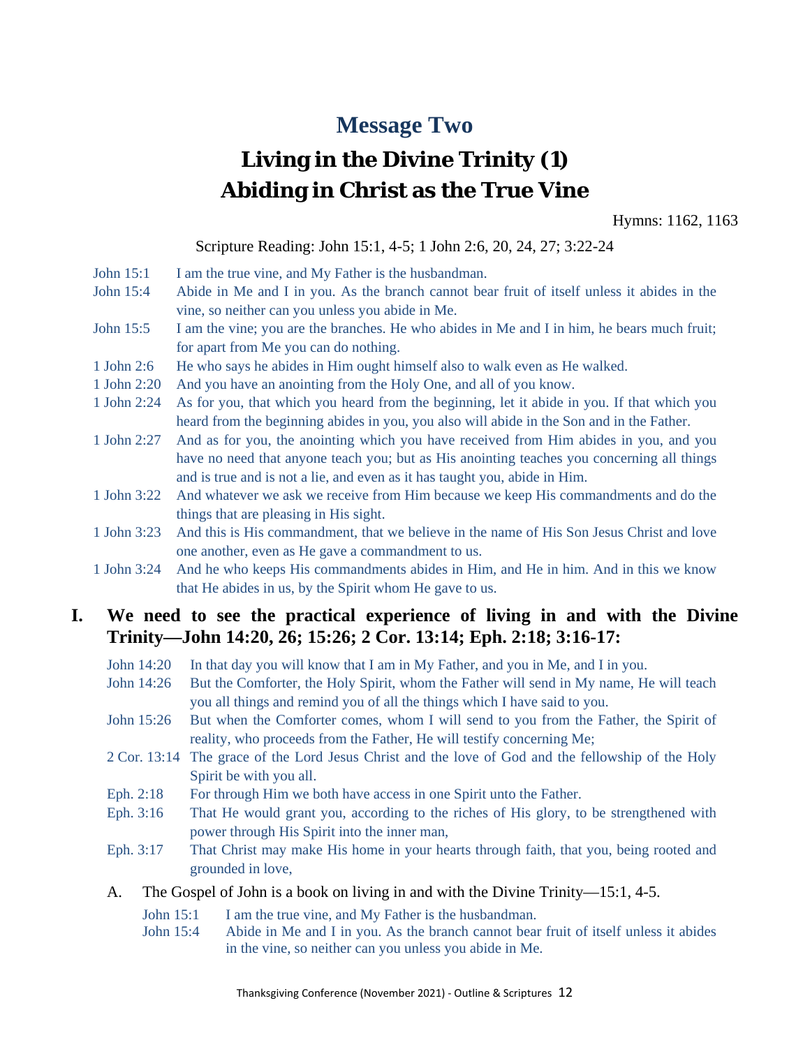# Message Two

## Living in the Divine Trinity (1)
## Abiding in Christ as the True Vine

Hymns: 1162, 1163

Scripture Reading: John 15:1, 4-5; 1 John 2:6, 20, 24, 27; 3:22-24

John 15:1 I am the true vine, and My Father is the husbandman.

John 15:4 Abide in Me and I in you. As the branch cannot bear fruit of itself unless it abides in the vine, so neither can you unless you abide in Me.

John 15:5 I am the vine; you are the branches. He who abides in Me and I in him, he bears much fruit; for apart from Me you can do nothing.

1 John 2:6 He who says he abides in Him ought himself also to walk even as He walked.

1 John 2:20 And you have an anointing from the Holy One, and all of you know.

1 John 2:24 As for you, that which you heard from the beginning, let it abide in you. If that which you heard from the beginning abides in you, you also will abide in the Son and in the Father.

1 John 2:27 And as for you, the anointing which you have received from Him abides in you, and you have no need that anyone teach you; but as His anointing teaches you concerning all things and is true and is not a lie, and even as it has taught you, abide in Him.

1 John 3:22 And whatever we ask we receive from Him because we keep His commandments and do the things that are pleasing in His sight.

1 John 3:23 And this is His commandment, that we believe in the name of His Son Jesus Christ and love one another, even as He gave a commandment to us.

1 John 3:24 And he who keeps His commandments abides in Him, and He in him. And in this we know that He abides in us, by the Spirit whom He gave to us.

### I. We need to see the practical experience of living in and with the Divine Trinity—John 14:20, 26; 15:26; 2 Cor. 13:14; Eph. 2:18; 3:16-17:

John 14:20 In that day you will know that I am in My Father, and you in Me, and I in you.

John 14:26 But the Comforter, the Holy Spirit, whom the Father will send in My name, He will teach you all things and remind you of all the things which I have said to you.

John 15:26 But when the Comforter comes, whom I will send to you from the Father, the Spirit of reality, who proceeds from the Father, He will testify concerning Me;

2 Cor. 13:14 The grace of the Lord Jesus Christ and the love of God and the fellowship of the Holy Spirit be with you all.

Eph. 2:18 For through Him we both have access in one Spirit unto the Father.

Eph. 3:16 That He would grant you, according to the riches of His glory, to be strengthened with power through His Spirit into the inner man,

Eph. 3:17 That Christ may make His home in your hearts through faith, that you, being rooted and grounded in love,

A. The Gospel of John is a book on living in and with the Divine Trinity—15:1, 4-5.

John 15:1 I am the true vine, and My Father is the husbandman.

John 15:4 Abide in Me and I in you. As the branch cannot bear fruit of itself unless it abides in the vine, so neither can you unless you abide in Me.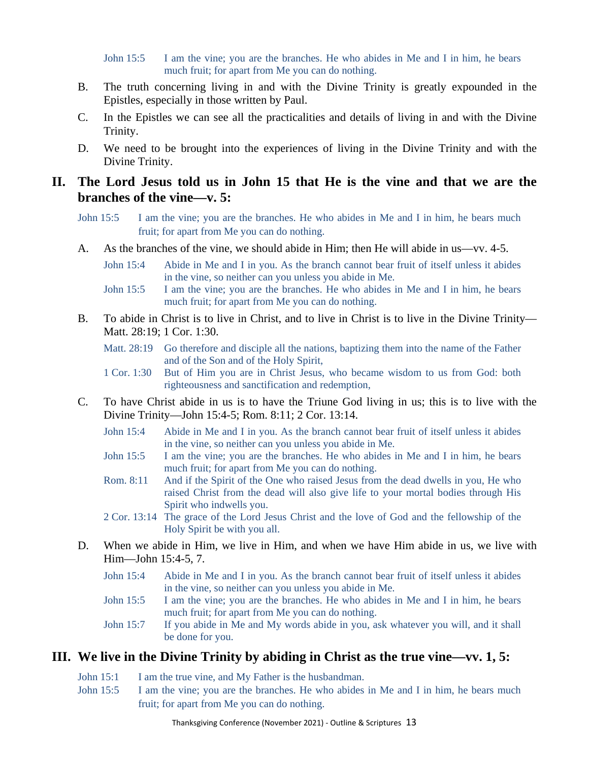John 15:5 I am the vine; you are the branches. He who abides in Me and I in him, he bears much fruit; for apart from Me you can do nothing.

B. The truth concerning living in and with the Divine Trinity is greatly expounded in the Epistles, especially in those written by Paul.

C. In the Epistles we can see all the practicalities and details of living in and with the Divine Trinity.

D. We need to be brought into the experiences of living in the Divine Trinity and with the Divine Trinity.

## II. The Lord Jesus told us in John 15 that He is the vine and that we are the branches of the vine—v. 5:

John 15:5 I am the vine; you are the branches. He who abides in Me and I in him, he bears much fruit; for apart from Me you can do nothing.

A. As the branches of the vine, we should abide in Him; then He will abide in us—vv. 4-5.

John 15:4 Abide in Me and I in you. As the branch cannot bear fruit of itself unless it abides in the vine, so neither can you unless you abide in Me.

John 15:5 I am the vine; you are the branches. He who abides in Me and I in him, he bears much fruit; for apart from Me you can do nothing.

B. To abide in Christ is to live in Christ, and to live in Christ is to live in the Divine Trinity—Matt. 28:19; 1 Cor. 1:30.

Matt. 28:19 Go therefore and disciple all the nations, baptizing them into the name of the Father and of the Son and of the Holy Spirit,

1 Cor. 1:30 But of Him you are in Christ Jesus, who became wisdom to us from God: both righteousness and sanctification and redemption,

C. To have Christ abide in us is to have the Triune God living in us; this is to live with the Divine Trinity—John 15:4-5; Rom. 8:11; 2 Cor. 13:14.

John 15:4 Abide in Me and I in you. As the branch cannot bear fruit of itself unless it abides in the vine, so neither can you unless you abide in Me.

John 15:5 I am the vine; you are the branches. He who abides in Me and I in him, he bears much fruit; for apart from Me you can do nothing.

Rom. 8:11 And if the Spirit of the One who raised Jesus from the dead dwells in you, He who raised Christ from the dead will also give life to your mortal bodies through His Spirit who indwells you.

2 Cor. 13:14 The grace of the Lord Jesus Christ and the love of God and the fellowship of the Holy Spirit be with you all.

D. When we abide in Him, we live in Him, and when we have Him abide in us, we live with Him—John 15:4-5, 7.

John 15:4 Abide in Me and I in you. As the branch cannot bear fruit of itself unless it abides in the vine, so neither can you unless you abide in Me.

John 15:5 I am the vine; you are the branches. He who abides in Me and I in him, he bears much fruit; for apart from Me you can do nothing.

John 15:7 If you abide in Me and My words abide in you, ask whatever you will, and it shall be done for you.

## III. We live in the Divine Trinity by abiding in Christ as the true vine—vv. 1, 5:

John 15:1 I am the true vine, and My Father is the husbandman.

John 15:5 I am the vine; you are the branches. He who abides in Me and I in him, he bears much fruit; for apart from Me you can do nothing.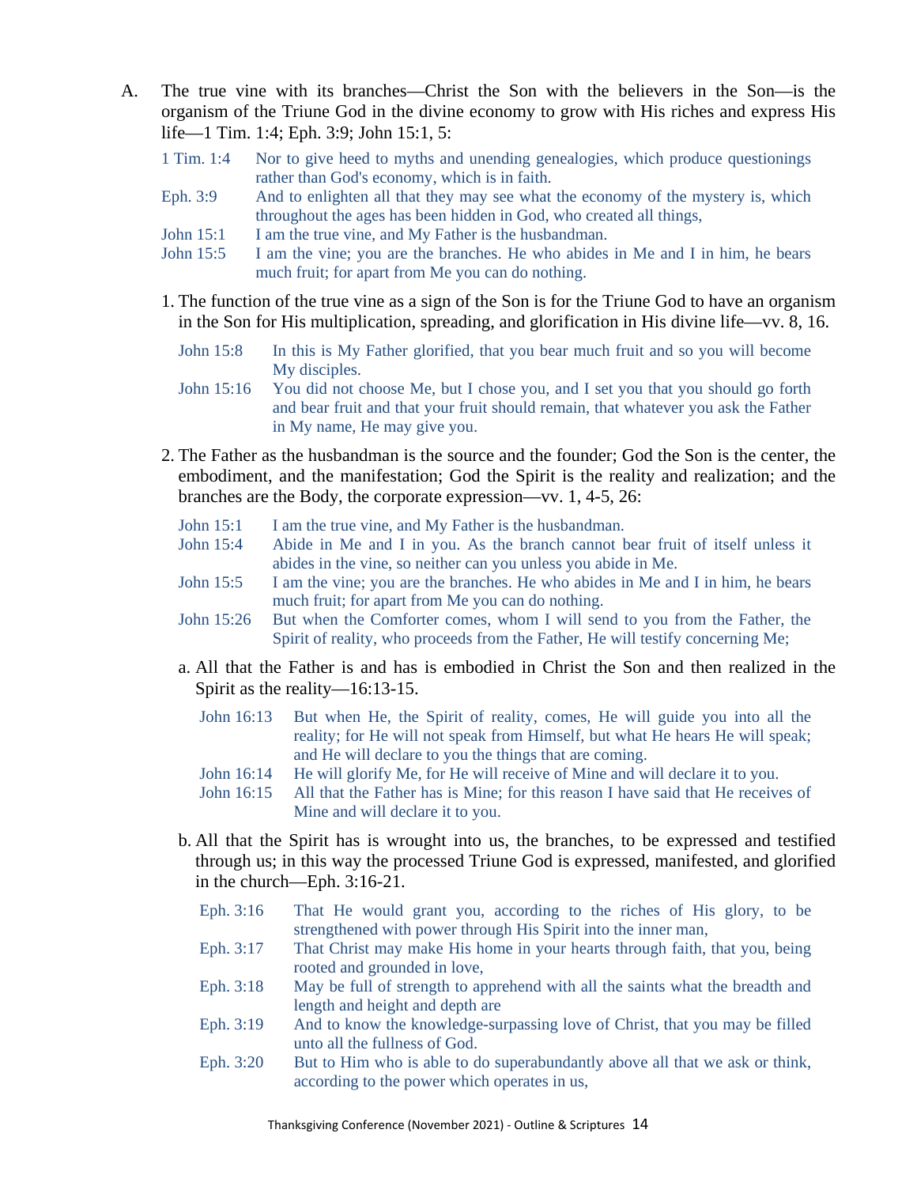A. The true vine with its branches—Christ the Son with the believers in the Son—is the organism of the Triune God in the divine economy to grow with His riches and express His life—1 Tim. 1:4; Eph. 3:9; John 15:1, 5:

> 1 Tim. 1:4 Nor to give heed to myths and unending genealogies, which produce questionings rather than God's economy, which is in faith.
>
> Eph. 3:9 And to enlighten all that they may see what the economy of the mystery is, which throughout the ages has been hidden in God, who created all things,
>
> John 15:1 I am the true vine, and My Father is the husbandman.
>
> John 15:5 I am the vine; you are the branches. He who abides in Me and I in him, he bears much fruit; for apart from Me you can do nothing.

1. The function of the true vine as a sign of the Son is for the Triune God to have an organism in the Son for His multiplication, spreading, and glorification in His divine life—vv. 8, 16.

> John 15:8 In this is My Father glorified, that you bear much fruit and so you will become My disciples.
>
> John 15:16 You did not choose Me, but I chose you, and I set you that you should go forth and bear fruit and that your fruit should remain, that whatever you ask the Father in My name, He may give you.

2. The Father as the husbandman is the source and the founder; God the Son is the center, the embodiment, and the manifestation; God the Spirit is the reality and realization; and the branches are the Body, the corporate expression—vv. 1, 4-5, 26:

> John 15:1 I am the true vine, and My Father is the husbandman.
>
> John 15:4 Abide in Me and I in you. As the branch cannot bear fruit of itself unless it abides in the vine, so neither can you unless you abide in Me.
>
> John 15:5 I am the vine; you are the branches. He who abides in Me and I in him, he bears much fruit; for apart from Me you can do nothing.
>
> John 15:26 But when the Comforter comes, whom I will send to you from the Father, the Spirit of reality, who proceeds from the Father, He will testify concerning Me;

a. All that the Father is and has is embodied in Christ the Son and then realized in the Spirit as the reality—16:13-15.

> John 16:13 But when He, the Spirit of reality, comes, He will guide you into all the reality; for He will not speak from Himself, but what He hears He will speak; and He will declare to you the things that are coming.
>
> John 16:14 He will glorify Me, for He will receive of Mine and will declare it to you.
>
> John 16:15 All that the Father has is Mine; for this reason I have said that He receives of Mine and will declare it to you.

b. All that the Spirit has is wrought into us, the branches, to be expressed and testified through us; in this way the processed Triune God is expressed, manifested, and glorified in the church—Eph. 3:16-21.

> Eph. 3:16 That He would grant you, according to the riches of His glory, to be strengthened with power through His Spirit into the inner man,
>
> Eph. 3:17 That Christ may make His home in your hearts through faith, that you, being rooted and grounded in love,
>
> Eph. 3:18 May be full of strength to apprehend with all the saints what the breadth and length and height and depth are
>
> Eph. 3:19 And to know the knowledge-surpassing love of Christ, that you may be filled unto all the fullness of God.
>
> Eph. 3:20 But to Him who is able to do superabundantly above all that we ask or think, according to the power which operates in us,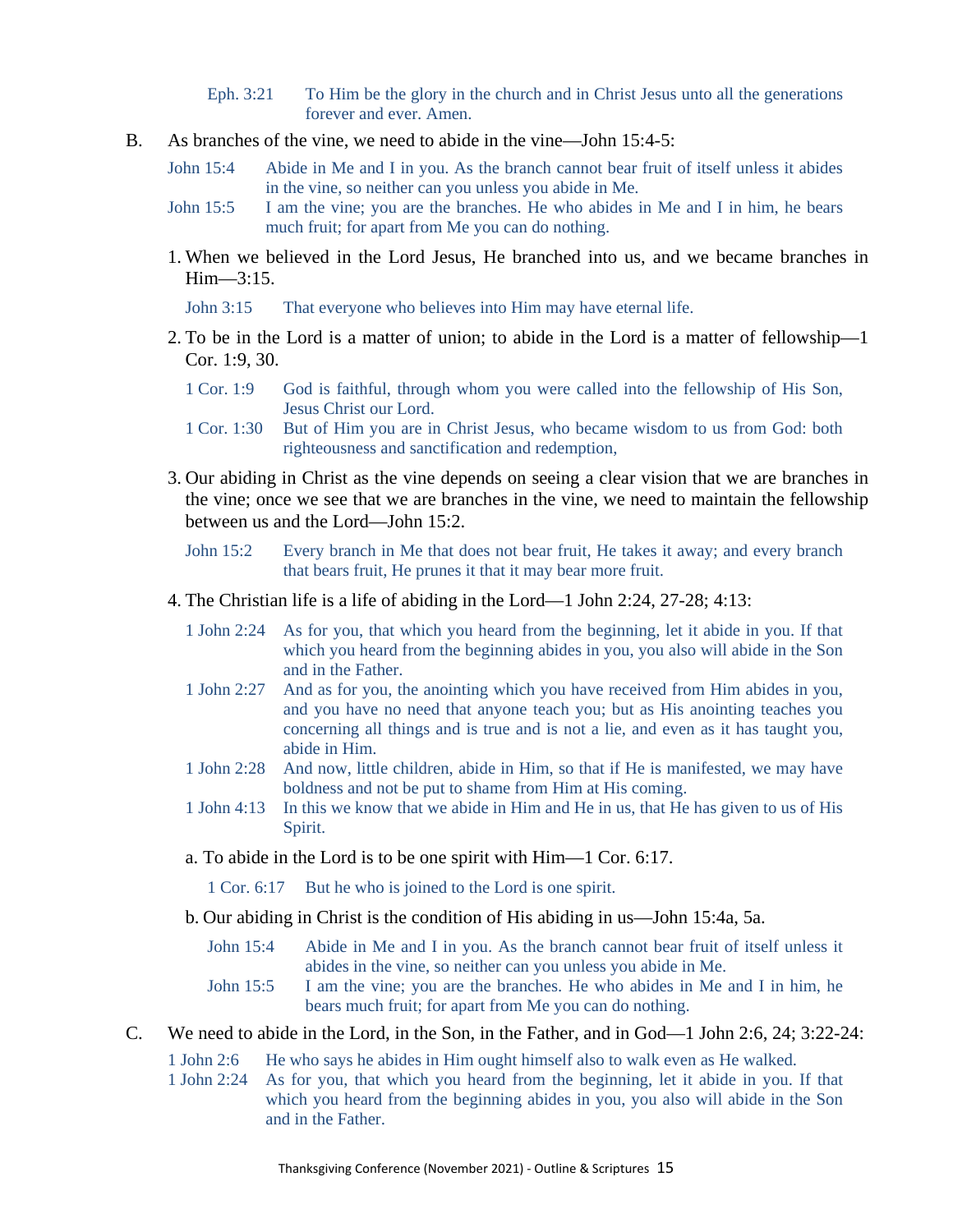Eph. 3:21 To Him be the glory in the church and in Christ Jesus unto all the generations forever and ever. Amen.

B. As branches of the vine, we need to abide in the vine—John 15:4-5:

John 15:4 Abide in Me and I in you. As the branch cannot bear fruit of itself unless it abides in the vine, so neither can you unless you abide in Me.
John 15:5 I am the vine; you are the branches. He who abides in Me and I in him, he bears much fruit; for apart from Me you can do nothing.

1. When we believed in the Lord Jesus, He branched into us, and we became branches in Him—3:15.

   John 3:15 That everyone who believes into Him may have eternal life.

2. To be in the Lord is a matter of union; to abide in the Lord is a matter of fellowship—1 Cor. 1:9, 30.

   1 Cor. 1:9 God is faithful, through whom you were called into the fellowship of His Son, Jesus Christ our Lord.
   1 Cor. 1:30 But of Him you are in Christ Jesus, who became wisdom to us from God: both righteousness and sanctification and redemption,

3. Our abiding in Christ as the vine depends on seeing a clear vision that we are branches in the vine; once we see that we are branches in the vine, we need to maintain the fellowship between us and the Lord—John 15:2.

   John 15:2 Every branch in Me that does not bear fruit, He takes it away; and every branch that bears fruit, He prunes it that it may bear more fruit.

4. The Christian life is a life of abiding in the Lord—1 John 2:24, 27-28; 4:13:

   1 John 2:24 As for you, that which you heard from the beginning, let it abide in you. If that which you heard from the beginning abides in you, you also will abide in the Son and in the Father.
   1 John 2:27 And as for you, the anointing which you have received from Him abides in you, and you have no need that anyone teach you; but as His anointing teaches you concerning all things and is true and is not a lie, and even as it has taught you, abide in Him.
   1 John 2:28 And now, little children, abide in Him, so that if He is manifested, we may have boldness and not be put to shame from Him at His coming.
   1 John 4:13 In this we know that we abide in Him and He in us, that He has given to us of His Spirit.

   a. To abide in the Lord is to be one spirit with Him—1 Cor. 6:17.

      1 Cor. 6:17 But he who is joined to the Lord is one spirit.

   b. Our abiding in Christ is the condition of His abiding in us—John 15:4a, 5a.

      John 15:4 Abide in Me and I in you. As the branch cannot bear fruit of itself unless it abides in the vine, so neither can you unless you abide in Me.
      John 15:5 I am the vine; you are the branches. He who abides in Me and I in him, he bears much fruit; for apart from Me you can do nothing.

C. We need to abide in the Lord, in the Son, in the Father, and in God—1 John 2:6, 24; 3:22-24:

1 John 2:6 He who says he abides in Him ought himself also to walk even as He walked.
1 John 2:24 As for you, that which you heard from the beginning, let it abide in you. If that which you heard from the beginning abides in you, you also will abide in the Son and in the Father.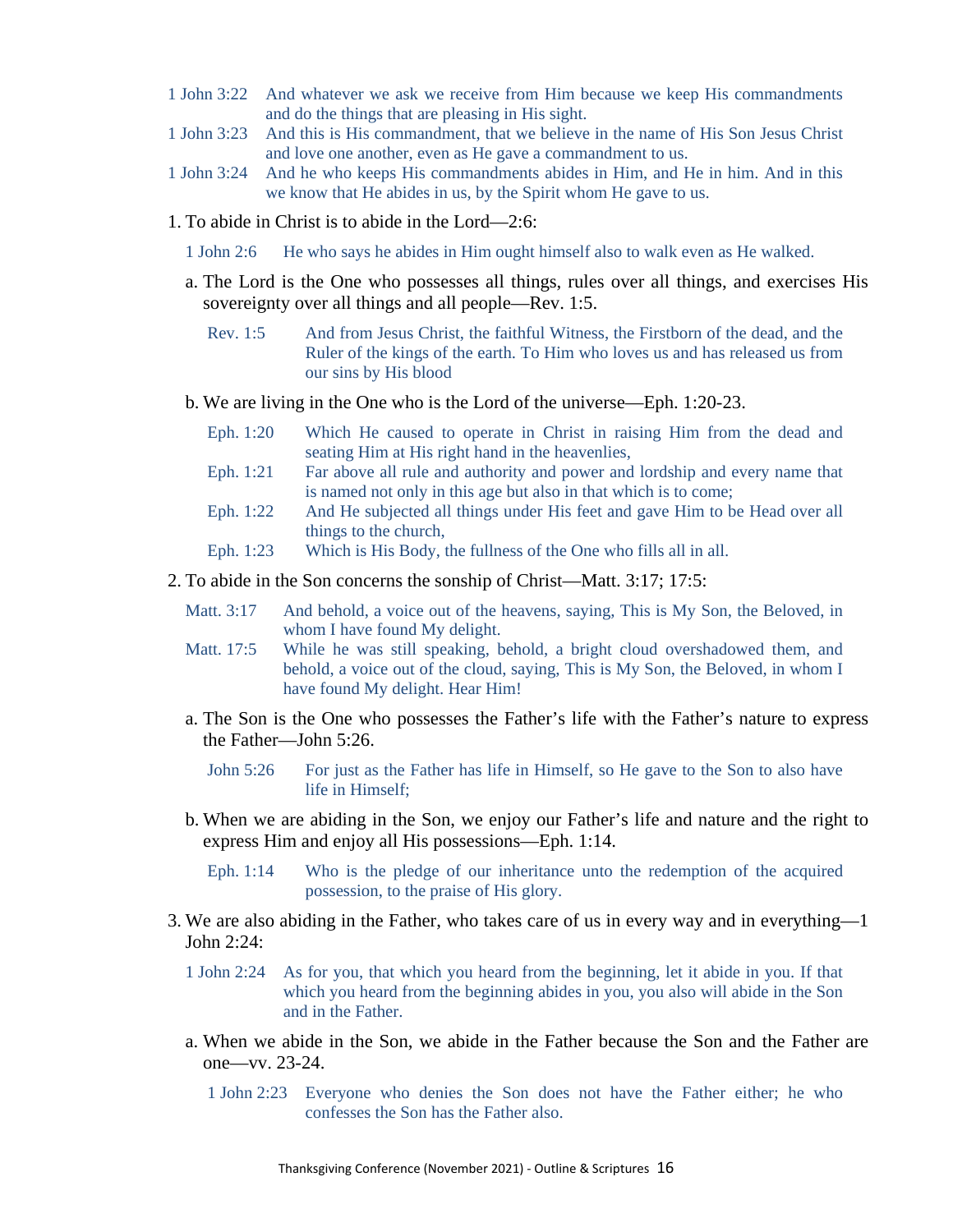1 John 3:22 And whatever we ask we receive from Him because we keep His commandments and do the things that are pleasing in His sight.

1 John 3:23 And this is His commandment, that we believe in the name of His Son Jesus Christ and love one another, even as He gave a commandment to us.

1 John 3:24 And he who keeps His commandments abides in Him, and He in him. And in this we know that He abides in us, by the Spirit whom He gave to us.

1. To abide in Christ is to abide in the Lord—2:6:

   1 John 2:6 He who says he abides in Him ought himself also to walk even as He walked.

   a. The Lord is the One who possesses all things, rules over all things, and exercises His sovereignty over all things and all people—Rev. 1:5.

      Rev. 1:5 And from Jesus Christ, the faithful Witness, the Firstborn of the dead, and the Ruler of the kings of the earth. To Him who loves us and has released us from our sins by His blood

   b. We are living in the One who is the Lord of the universe—Eph. 1:20-23.

      Eph. 1:20 Which He caused to operate in Christ in raising Him from the dead and seating Him at His right hand in the heavenlies,

      Eph. 1:21 Far above all rule and authority and power and lordship and every name that is named not only in this age but also in that which is to come;

      Eph. 1:22 And He subjected all things under His feet and gave Him to be Head over all things to the church,

      Eph. 1:23 Which is His Body, the fullness of the One who fills all in all.

2. To abide in the Son concerns the sonship of Christ—Matt. 3:17; 17:5:

   Matt. 3:17 And behold, a voice out of the heavens, saying, This is My Son, the Beloved, in whom I have found My delight.

   Matt. 17:5 While he was still speaking, behold, a bright cloud overshadowed them, and behold, a voice out of the cloud, saying, This is My Son, the Beloved, in whom I have found My delight. Hear Him!

   a. The Son is the One who possesses the Father's life with the Father's nature to express the Father—John 5:26.

      John 5:26 For just as the Father has life in Himself, so He gave to the Son to also have life in Himself;

   b. When we are abiding in the Son, we enjoy our Father's life and nature and the right to express Him and enjoy all His possessions—Eph. 1:14.

      Eph. 1:14 Who is the pledge of our inheritance unto the redemption of the acquired possession, to the praise of His glory.

3. We are also abiding in the Father, who takes care of us in every way and in everything—1 John 2:24:

   1 John 2:24 As for you, that which you heard from the beginning, let it abide in you. If that which you heard from the beginning abides in you, you also will abide in the Son and in the Father.

   a. When we abide in the Son, we abide in the Father because the Son and the Father are one—vv. 23-24.

      1 John 2:23 Everyone who denies the Son does not have the Father either; he who confesses the Son has the Father also.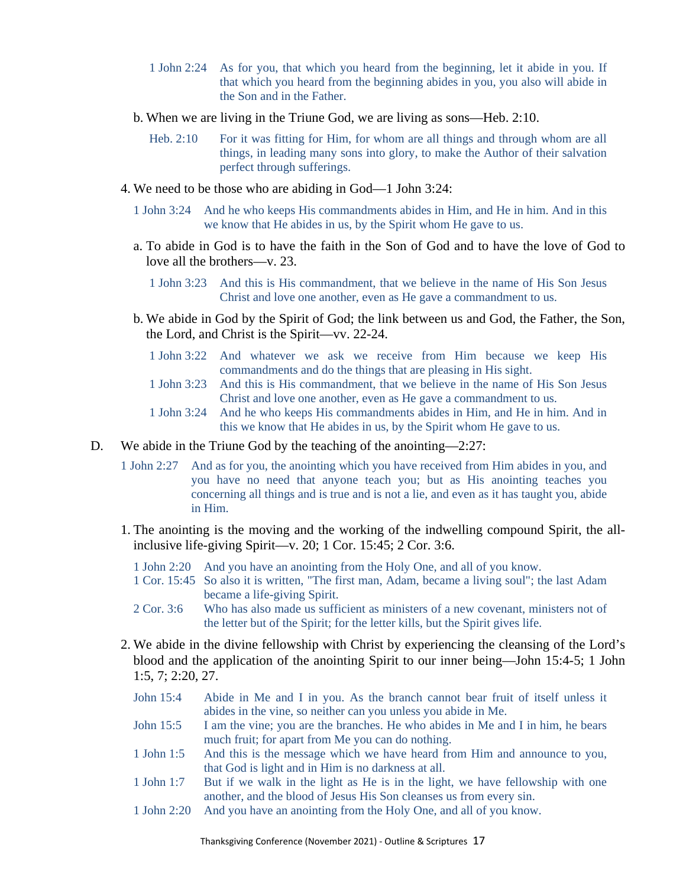1 John 2:24 As for you, that which you heard from the beginning, let it abide in you. If that which you heard from the beginning abides in you, you also will abide in the Son and in the Father.

b. When we are living in the Triune God, we are living as sons—Heb. 2:10.

Heb. 2:10 For it was fitting for Him, for whom are all things and through whom are all things, in leading many sons into glory, to make the Author of their salvation perfect through sufferings.

4. We need to be those who are abiding in God—1 John 3:24:

1 John 3:24 And he who keeps His commandments abides in Him, and He in him. And in this we know that He abides in us, by the Spirit whom He gave to us.

a. To abide in God is to have the faith in the Son of God and to have the love of God to love all the brothers—v. 23.

1 John 3:23 And this is His commandment, that we believe in the name of His Son Jesus Christ and love one another, even as He gave a commandment to us.

b. We abide in God by the Spirit of God; the link between us and God, the Father, the Son, the Lord, and Christ is the Spirit—vv. 22-24.

1 John 3:22 And whatever we ask we receive from Him because we keep His commandments and do the things that are pleasing in His sight.
1 John 3:23 And this is His commandment, that we believe in the name of His Son Jesus Christ and love one another, even as He gave a commandment to us.
1 John 3:24 And he who keeps His commandments abides in Him, and He in him. And in this we know that He abides in us, by the Spirit whom He gave to us.

D. We abide in the Triune God by the teaching of the anointing—2:27:

1 John 2:27 And as for you, the anointing which you have received from Him abides in you, and you have no need that anyone teach you; but as His anointing teaches you concerning all things and is true and is not a lie, and even as it has taught you, abide in Him.

1. The anointing is the moving and the working of the indwelling compound Spirit, the all-inclusive life-giving Spirit—v. 20; 1 Cor. 15:45; 2 Cor. 3:6.

1 John 2:20 And you have an anointing from the Holy One, and all of you know.
1 Cor. 15:45 So also it is written, "The first man, Adam, became a living soul"; the last Adam became a life-giving Spirit.
2 Cor. 3:6 Who has also made us sufficient as ministers of a new covenant, ministers not of the letter but of the Spirit; for the letter kills, but the Spirit gives life.

2. We abide in the divine fellowship with Christ by experiencing the cleansing of the Lord's blood and the application of the anointing Spirit to our inner being—John 15:4-5; 1 John 1:5, 7; 2:20, 27.

John 15:4 Abide in Me and I in you. As the branch cannot bear fruit of itself unless it abides in the vine, so neither can you unless you abide in Me.
John 15:5 I am the vine; you are the branches. He who abides in Me and I in him, he bears much fruit; for apart from Me you can do nothing.
1 John 1:5 And this is the message which we have heard from Him and announce to you, that God is light and in Him is no darkness at all.
1 John 1:7 But if we walk in the light as He is in the light, we have fellowship with one another, and the blood of Jesus His Son cleanses us from every sin.
1 John 2:20 And you have an anointing from the Holy One, and all of you know.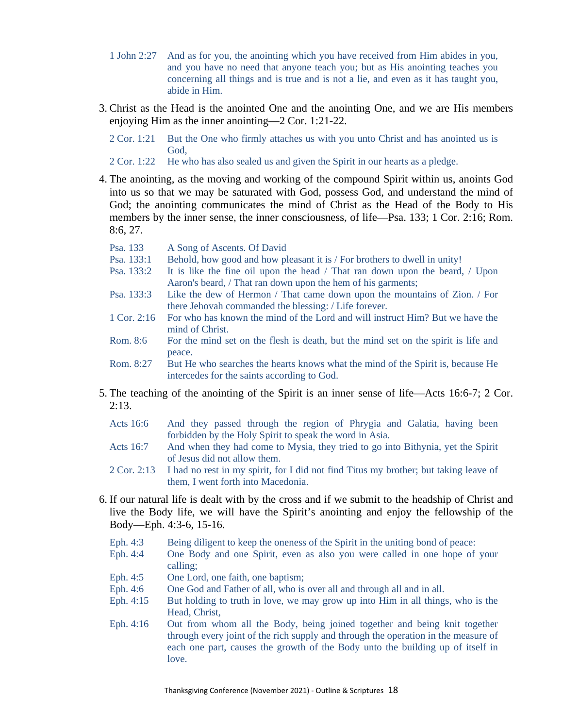1 John 2:27 And as for you, the anointing which you have received from Him abides in you, and you have no need that anyone teach you; but as His anointing teaches you concerning all things and is true and is not a lie, and even as it has taught you, abide in Him.

3. Christ as the Head is the anointed One and the anointing One, and we are His members enjoying Him as the inner anointing—2 Cor. 1:21-22.

2 Cor. 1:21 But the One who firmly attaches us with you unto Christ and has anointed us is God,
2 Cor. 1:22 He who has also sealed us and given the Spirit in our hearts as a pledge.

4. The anointing, as the moving and working of the compound Spirit within us, anoints God into us so that we may be saturated with God, possess God, and understand the mind of God; the anointing communicates the mind of Christ as the Head of the Body to His members by the inner sense, the inner consciousness, of life—Psa. 133; 1 Cor. 2:16; Rom. 8:6, 27.

Psa. 133 A Song of Ascents. Of David
Psa. 133:1 Behold, how good and how pleasant it is / For brothers to dwell in unity!
Psa. 133:2 It is like the fine oil upon the head / That ran down upon the beard, / Upon Aaron's beard, / That ran down upon the hem of his garments;
Psa. 133:3 Like the dew of Hermon / That came down upon the mountains of Zion. / For there Jehovah commanded the blessing: / Life forever.
1 Cor. 2:16 For who has known the mind of the Lord and will instruct Him? But we have the mind of Christ.
Rom. 8:6 For the mind set on the flesh is death, but the mind set on the spirit is life and peace.
Rom. 8:27 But He who searches the hearts knows what the mind of the Spirit is, because He intercedes for the saints according to God.

5. The teaching of the anointing of the Spirit is an inner sense of life—Acts 16:6-7; 2 Cor. 2:13.

Acts 16:6 And they passed through the region of Phrygia and Galatia, having been forbidden by the Holy Spirit to speak the word in Asia.
Acts 16:7 And when they had come to Mysia, they tried to go into Bithynia, yet the Spirit of Jesus did not allow them.
2 Cor. 2:13 I had no rest in my spirit, for I did not find Titus my brother; but taking leave of them, I went forth into Macedonia.

6. If our natural life is dealt with by the cross and if we submit to the headship of Christ and live the Body life, we will have the Spirit's anointing and enjoy the fellowship of the Body—Eph. 4:3-6, 15-16.

Eph. 4:3 Being diligent to keep the oneness of the Spirit in the uniting bond of peace:
Eph. 4:4 One Body and one Spirit, even as also you were called in one hope of your calling;
Eph. 4:5 One Lord, one faith, one baptism;
Eph. 4:6 One God and Father of all, who is over all and through all and in all.
Eph. 4:15 But holding to truth in love, we may grow up into Him in all things, who is the Head, Christ,
Eph. 4:16 Out from whom all the Body, being joined together and being knit together through every joint of the rich supply and through the operation in the measure of each one part, causes the growth of the Body unto the building up of itself in love.